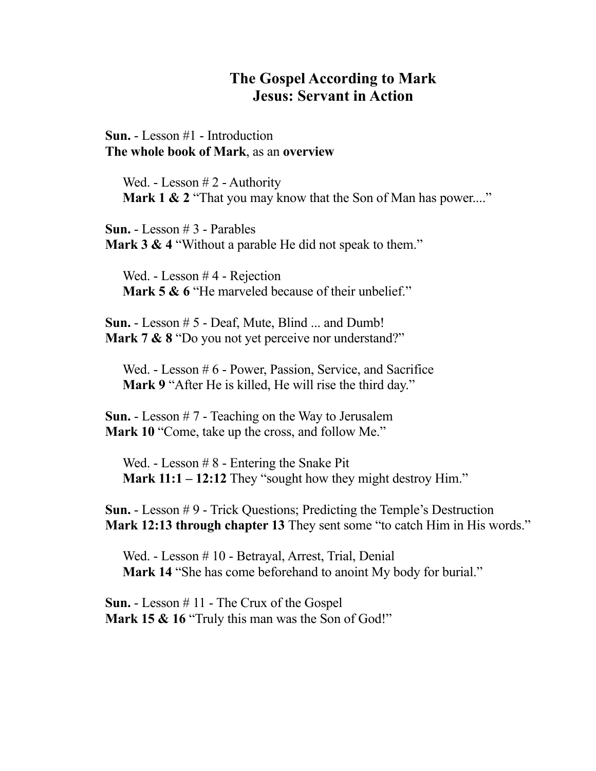# The Gospel According to Mark
## Jesus: Servant in Action

**Sun.** - Lesson #1 - Introduction
**The whole book of Mark**, as an **overview**

Wed. - Lesson # 2 - Authority
**Mark 1 & 2** “That you may know that the Son of Man has power....”

**Sun.** - Lesson # 3 - Parables
**Mark 3 & 4** “Without a parable He did not speak to them.”

Wed. - Lesson # 4 - Rejection
**Mark 5 & 6** “He marveled because of their unbelief.”

**Sun.** - Lesson # 5 - Deaf, Mute, Blind ... and Dumb!
**Mark 7 & 8** “Do you not yet perceive nor understand?”

Wed. - Lesson # 6 - Power, Passion, Service, and Sacrifice
**Mark 9** “After He is killed, He will rise the third day.”

**Sun.** - Lesson # 7 - Teaching on the Way to Jerusalem
**Mark 10** “Come, take up the cross, and follow Me.”

Wed. - Lesson # 8 - Entering the Snake Pit
**Mark 11:1 – 12:12** They “sought how they might destroy Him.”

**Sun.** - Lesson # 9 - Trick Questions; Predicting the Temple’s Destruction
**Mark 12:13 through chapter 13** They sent some “to catch Him in His words.”

Wed. - Lesson # 10 - Betrayal, Arrest, Trial, Denial
**Mark 14** “She has come beforehand to anoint My body for burial.”

**Sun.** - Lesson # 11 - The Crux of the Gospel
**Mark 15 & 16** “Truly this man was the Son of God!”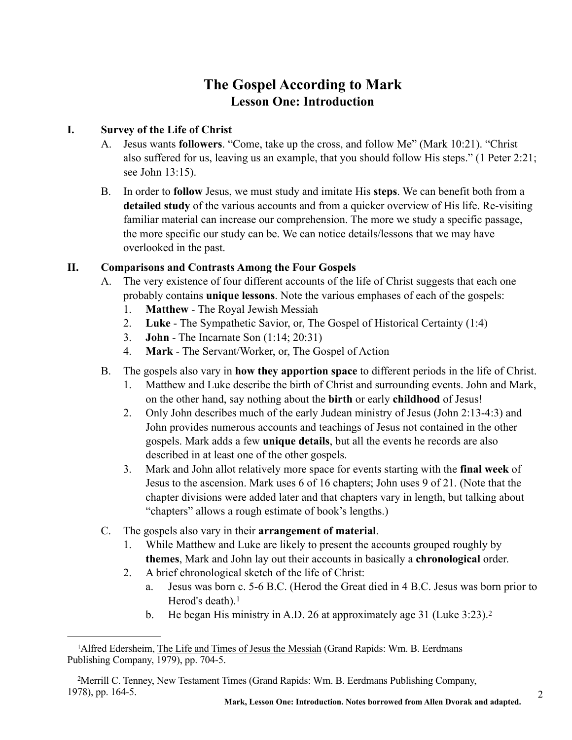# The Gospel According to Mark
## Lesson One: Introduction

**I. Survey of the Life of Christ**

A. Jesus wants **followers**. "Come, take up the cross, and follow Me" (Mark 10:21). "Christ also suffered for us, leaving us an example, that you should follow His steps." (1 Peter 2:21; see John 13:15).

B. In order to **follow** Jesus, we must study and imitate His **steps**. We can benefit both from a **detailed study** of the various accounts and from a quicker overview of His life. Re-visiting familiar material can increase our comprehension. The more we study a specific passage, the more specific our study can be. We can notice details/lessons that we may have overlooked in the past.

**II. Comparisons and Contrasts Among the Four Gospels**

A. The very existence of four different accounts of the life of Christ suggests that each one probably contains **unique lessons**. Note the various emphases of each of the gospels:

1. **Matthew** - The Royal Jewish Messiah
2. **Luke** - The Sympathetic Savior, or, The Gospel of Historical Certainty (1:4)
3. **John** - The Incarnate Son (1:14; 20:31)
4. **Mark** - The Servant/Worker, or, The Gospel of Action

B. The gospels also vary in **how they apportion space** to different periods in the life of Christ.

1. Matthew and Luke describe the birth of Christ and surrounding events. John and Mark, on the other hand, say nothing about the **birth** or early **childhood** of Jesus!
2. Only John describes much of the early Judean ministry of Jesus (John 2:13-4:3) and John provides numerous accounts and teachings of Jesus not contained in the other gospels. Mark adds a few **unique details**, but all the events he records are also described in at least one of the other gospels.
3. Mark and John allot relatively more space for events starting with the **final week** of Jesus to the ascension. Mark uses 6 of 16 chapters; John uses 9 of 21. (Note that the chapter divisions were added later and that chapters vary in length, but talking about "chapters" allows a rough estimate of book's lengths.)

C. The gospels also vary in their **arrangement of material**.

1. While Matthew and Luke are likely to present the accounts grouped roughly by **themes**, Mark and John lay out their accounts in basically a **chronological** order.
2. A brief chronological sketch of the life of Christ:
   a. Jesus was born c. 5-6 B.C. (Herod the Great died in 4 B.C. Jesus was born prior to Herod's death).[1]
   b. He began His ministry in A.D. 26 at approximately age 31 (Luke 3:23).[2]

---

[1]Alfred Edersheim, The Life and Times of Jesus the Messiah (Grand Rapids: Wm. B. Eerdmans Publishing Company, 1979), pp. 704-5.

[2]Merrill C. Tenney, New Testament Times (Grand Rapids: Wm. B. Eerdmans Publishing Company, 1978), pp. 164-5.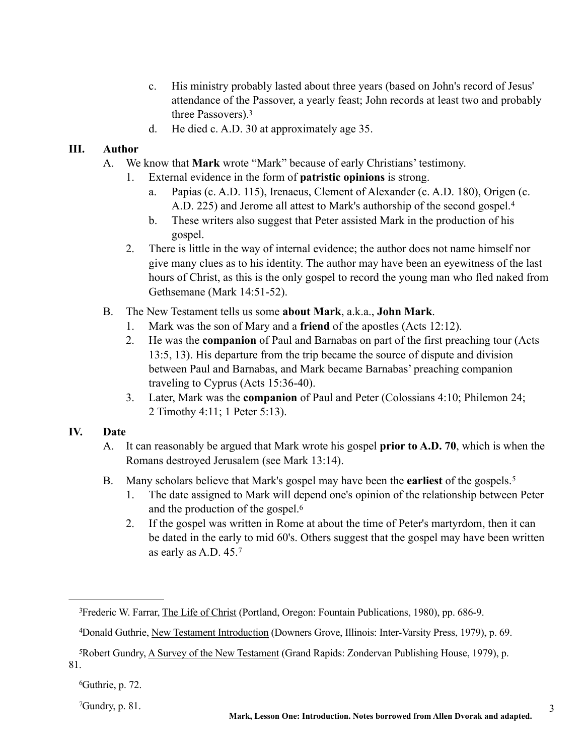c. His ministry probably lasted about three years (based on John's record of Jesus' attendance of the Passover, a yearly feast; John records at least two and probably three Passovers).[3]

d. He died c. A.D. 30 at approximately age 35.

## III. Author

A. We know that **Mark** wrote "Mark" because of early Christians' testimony.

1. External evidence in the form of **patristic opinions** is strong.
   a. Papias (c. A.D. 115), Irenaeus, Clement of Alexander (c. A.D. 180), Origen (c. A.D. 225) and Jerome all attest to Mark's authorship of the second gospel.[4]
   b. These writers also suggest that Peter assisted Mark in the production of his gospel.
2. There is little in the way of internal evidence; the author does not name himself nor give many clues as to his identity. The author may have been an eyewitness of the last hours of Christ, as this is the only gospel to record the young man who fled naked from Gethsemane (Mark 14:51-52).

B. The New Testament tells us some **about Mark**, a.k.a., **John Mark**.

1. Mark was the son of Mary and a **friend** of the apostles (Acts 12:12).
2. He was the **companion** of Paul and Barnabas on part of the first preaching tour (Acts 13:5, 13). His departure from the trip became the source of dispute and division between Paul and Barnabas, and Mark became Barnabas' preaching companion traveling to Cyprus (Acts 15:36-40).
3. Later, Mark was the **companion** of Paul and Peter (Colossians 4:10; Philemon 24; 2 Timothy 4:11; 1 Peter 5:13).

## IV. Date

A. It can reasonably be argued that Mark wrote his gospel **prior to A.D. 70**, which is when the Romans destroyed Jerusalem (see Mark 13:14).

B. Many scholars believe that Mark's gospel may have been the **earliest** of the gospels.[5]

1. The date assigned to Mark will depend one's opinion of the relationship between Peter and the production of the gospel.[6]
2. If the gospel was written in Rome at about the time of Peter's martyrdom, then it can be dated in the early to mid 60's. Others suggest that the gospel may have been written as early as A.D. 45.[7]

---

[3] Frederic W. Farrar, The Life of Christ (Portland, Oregon: Fountain Publications, 1980), pp. 686-9.

[4] Donald Guthrie, New Testament Introduction (Downers Grove, Illinois: Inter-Varsity Press, 1979), p. 69.

[5] Robert Gundry, A Survey of the New Testament (Grand Rapids: Zondervan Publishing House, 1979), p. 81.

[6] Guthrie, p. 72.

[7] Gundry, p. 81.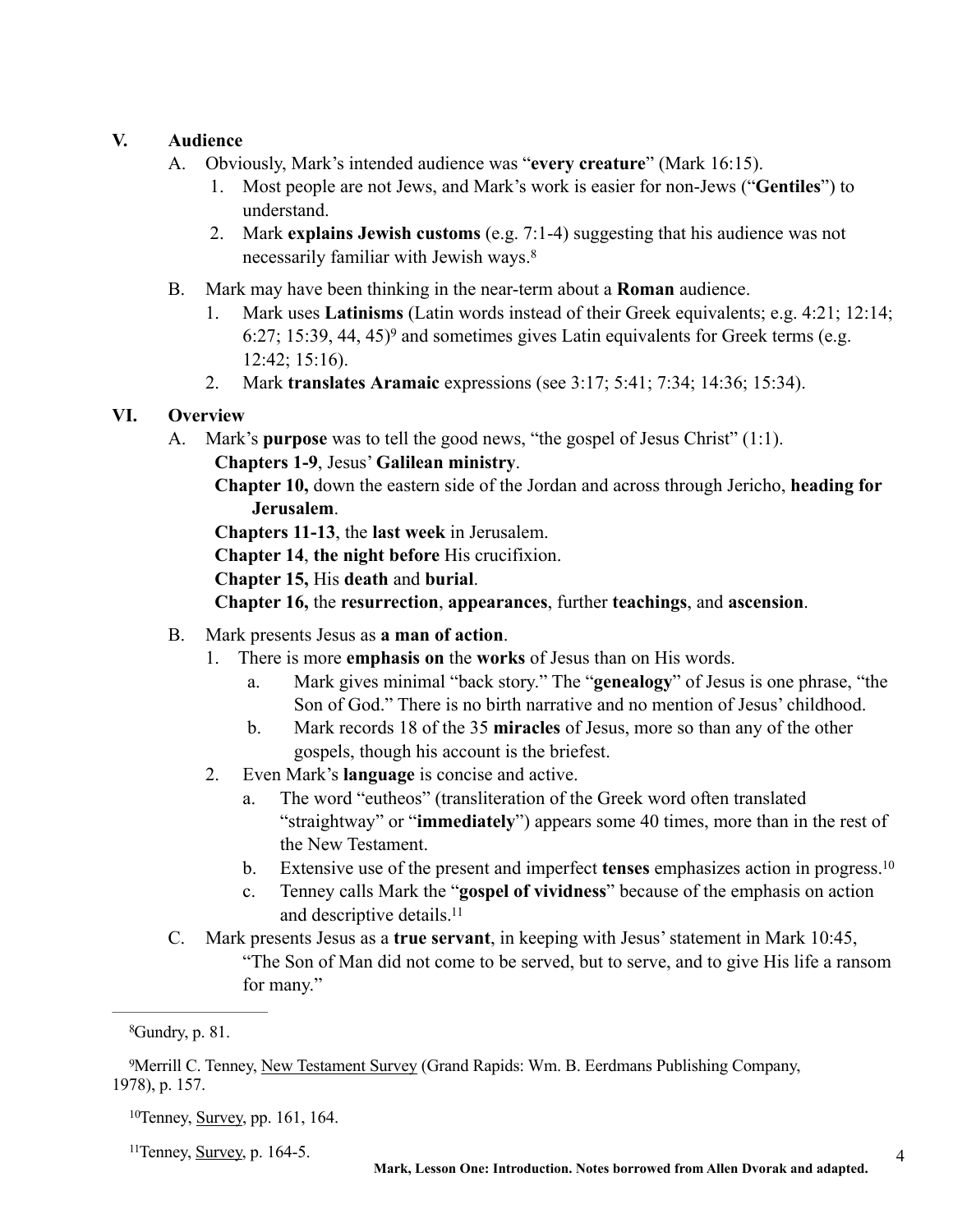## V. Audience

A. Obviously, Mark's intended audience was "**every creature**" (Mark 16:15).

1. Most people are not Jews, and Mark's work is easier for non-Jews ("**Gentiles**") to understand.
2. Mark **explains Jewish customs** (e.g. 7:1-4) suggesting that his audience was not necessarily familiar with Jewish ways.[8]

B. Mark may have been thinking in the near-term about a **Roman** audience.

1. Mark uses **Latinisms** (Latin words instead of their Greek equivalents; e.g. 4:21; 12:14; 6:27; 15:39, 44, 45)[9] and sometimes gives Latin equivalents for Greek terms (e.g. 12:42; 15:16).
2. Mark **translates Aramaic** expressions (see 3:17; 5:41; 7:34; 14:36; 15:34).

## VI. Overview

A. Mark's **purpose** was to tell the good news, "the gospel of Jesus Christ" (1:1).

**Chapters 1-9**, Jesus' **Galilean ministry**.

**Chapter 10,** down the eastern side of the Jordan and across through Jericho, **heading for Jerusalem**.

**Chapters 11-13**, the **last week** in Jerusalem.

**Chapter 14**, **the night before** His crucifixion.

**Chapter 15,** His **death** and **burial**.

**Chapter 16,** the **resurrection**, **appearances**, further **teachings**, and **ascension**.

B. Mark presents Jesus as **a man of action**.

1. There is more **emphasis on** the **works** of Jesus than on His words.
   a. Mark gives minimal "back story." The "**genealogy**" of Jesus is one phrase, "the Son of God." There is no birth narrative and no mention of Jesus' childhood.
   b. Mark records 18 of the 35 **miracles** of Jesus, more so than any of the other gospels, though his account is the briefest.
2. Even Mark's **language** is concise and active.
   a. The word "eutheos" (transliteration of the Greek word often translated "straightway" or "**immediately**") appears some 40 times, more than in the rest of the New Testament.
   b. Extensive use of the present and imperfect **tenses** emphasizes action in progress.[10]
   c. Tenney calls Mark the "**gospel of vividness**" because of the emphasis on action and descriptive details.[11]

C. Mark presents Jesus as a **true servant**, in keeping with Jesus' statement in Mark 10:45, "The Son of Man did not come to be served, but to serve, and to give His life a ransom for many."

---

[8] Gundry, p. 81.

[9] Merrill C. Tenney, New Testament Survey (Grand Rapids: Wm. B. Eerdmans Publishing Company, 1978), p. 157.

[10] Tenney, Survey, pp. 161, 164.

[11] Tenney, Survey, p. 164-5.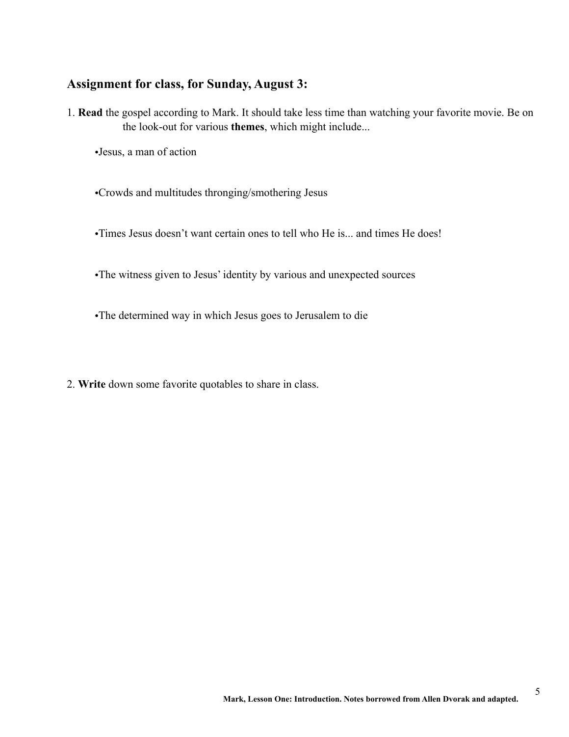## Assignment for class, for Sunday, August 3:

1. **Read** the gospel according to Mark. It should take less time than watching your favorite movie. Be on the look-out for various **themes**, which might include...

   - Jesus, a man of action
   - Crowds and multitudes thronging/smothering Jesus
   - Times Jesus doesn't want certain ones to tell who He is... and times He does!
   - The witness given to Jesus' identity by various and unexpected sources
   - The determined way in which Jesus goes to Jerusalem to die

2. **Write** down some favorite quotables to share in class.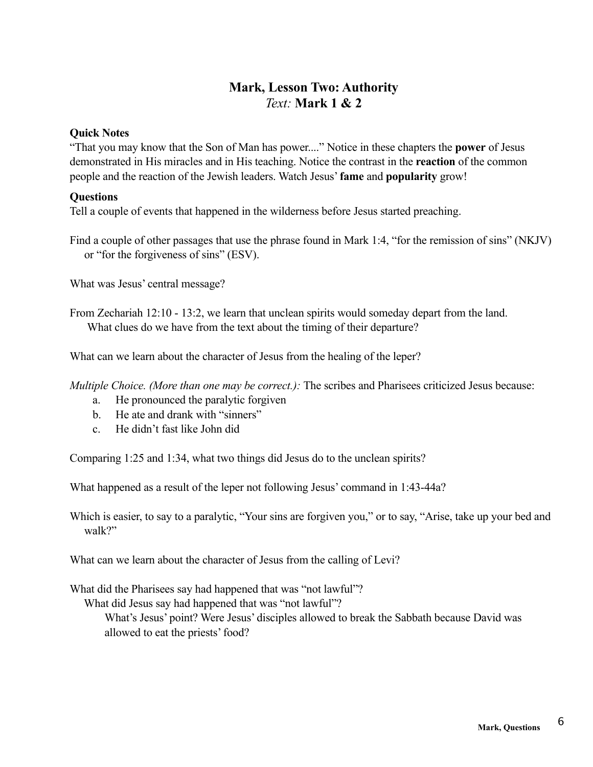# Mark, Lesson Two: Authority

*Text:* **Mark 1 & 2**

**Quick Notes**

"That you may know that the Son of Man has power...." Notice in these chapters the **power** of Jesus demonstrated in His miracles and in His teaching. Notice the contrast in the **reaction** of the common people and the reaction of the Jewish leaders. Watch Jesus' **fame** and **popularity** grow!

**Questions**

Tell a couple of events that happened in the wilderness before Jesus started preaching.

Find a couple of other passages that use the phrase found in Mark 1:4, "for the remission of sins" (NKJV) or "for the forgiveness of sins" (ESV).

What was Jesus' central message?

From Zechariah 12:10 - 13:2, we learn that unclean spirits would someday depart from the land. What clues do we have from the text about the timing of their departure?

What can we learn about the character of Jesus from the healing of the leper?

*Multiple Choice. (More than one may be correct.):* The scribes and Pharisees criticized Jesus because:

a. He pronounced the paralytic forgiven
b. He ate and drank with "sinners"
c. He didn't fast like John did

Comparing 1:25 and 1:34, what two things did Jesus do to the unclean spirits?

What happened as a result of the leper not following Jesus' command in 1:43-44a?

Which is easier, to say to a paralytic, "Your sins are forgiven you," or to say, "Arise, take up your bed and walk?"

What can we learn about the character of Jesus from the calling of Levi?

What did the Pharisees say had happened that was "not lawful"?

What did Jesus say had happened that was "not lawful"?

What's Jesus' point? Were Jesus' disciples allowed to break the Sabbath because David was allowed to eat the priests' food?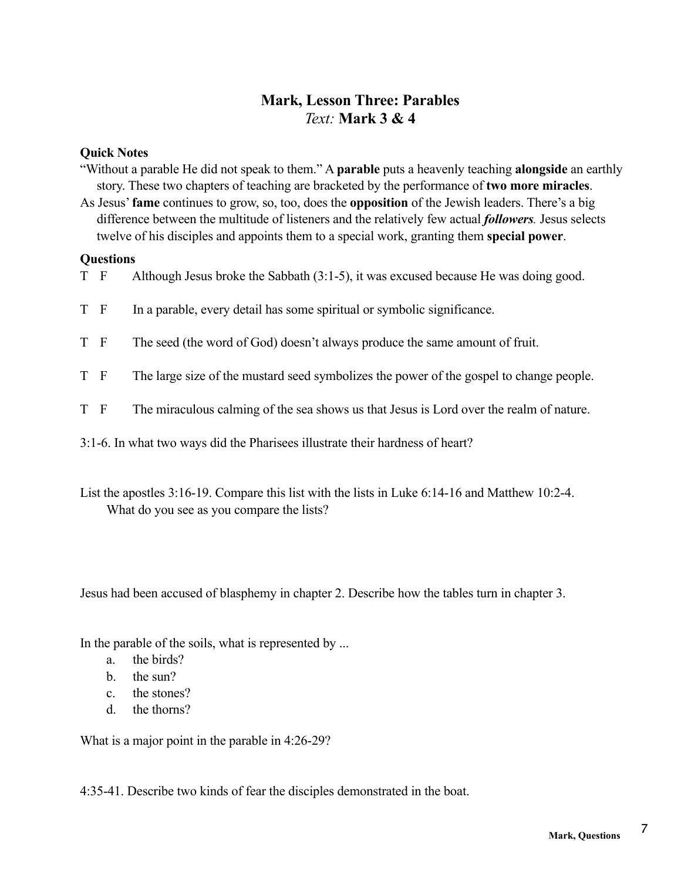## Mark, Lesson Three: Parables

*Text:* **Mark 3 & 4**

**Quick Notes**

"Without a parable He did not speak to them." A **parable** puts a heavenly teaching **alongside** an earthly story. These two chapters of teaching are bracketed by the performance of **two more miracles**.

As Jesus' **fame** continues to grow, so, too, does the **opposition** of the Jewish leaders. There's a big difference between the multitude of listeners and the relatively few actual ***followers***. Jesus selects twelve of his disciples and appoints them to a special work, granting them **special power**.

**Questions**

T F  Although Jesus broke the Sabbath (3:1-5), it was excused because He was doing good.

T F  In a parable, every detail has some spiritual or symbolic significance.

T F  The seed (the word of God) doesn't always produce the same amount of fruit.

T F  The large size of the mustard seed symbolizes the power of the gospel to change people.

T F  The miraculous calming of the sea shows us that Jesus is Lord over the realm of nature.

3:1-6. In what two ways did the Pharisees illustrate their hardness of heart?

List the apostles 3:16-19. Compare this list with the lists in Luke 6:14-16 and Matthew 10:2-4. What do you see as you compare the lists?

Jesus had been accused of blasphemy in chapter 2. Describe how the tables turn in chapter 3.

In the parable of the soils, what is represented by ...

a. the birds?
b. the sun?
c. the stones?
d. the thorns?

What is a major point in the parable in 4:26-29?

4:35-41. Describe two kinds of fear the disciples demonstrated in the boat.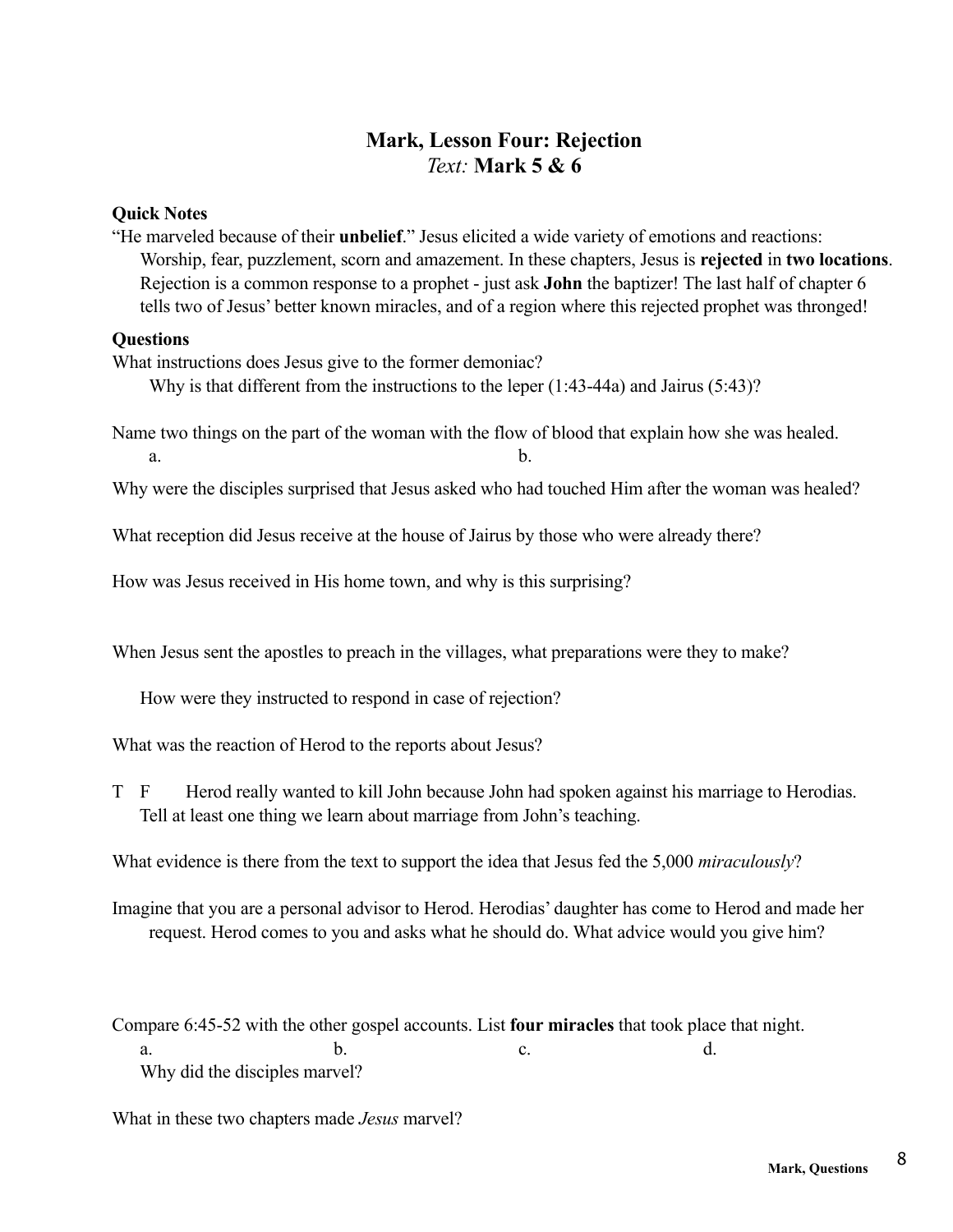## Mark, Lesson Four: Rejection

*Text:* **Mark 5 & 6**

**Quick Notes**

"He marveled because of their **unbelief**." Jesus elicited a wide variety of emotions and reactions: Worship, fear, puzzlement, scorn and amazement. In these chapters, Jesus is **rejected** in **two locations**. Rejection is a common response to a prophet - just ask **John** the baptizer! The last half of chapter 6 tells two of Jesus' better known miracles, and of a region where this rejected prophet was thronged!

**Questions**

What instructions does Jesus give to the former demoniac?

Why is that different from the instructions to the leper (1:43-44a) and Jairus (5:43)?

Name two things on the part of the woman with the flow of blood that explain how she was healed.

a. b.

Why were the disciples surprised that Jesus asked who had touched Him after the woman was healed?

What reception did Jesus receive at the house of Jairus by those who were already there?

How was Jesus received in His home town, and why is this surprising?

When Jesus sent the apostles to preach in the villages, what preparations were they to make?

How were they instructed to respond in case of rejection?

What was the reaction of Herod to the reports about Jesus?

T F Herod really wanted to kill John because John had spoken against his marriage to Herodias.

Tell at least one thing we learn about marriage from John's teaching.

What evidence is there from the text to support the idea that Jesus fed the 5,000 *miraculously*?

Imagine that you are a personal advisor to Herod. Herodias' daughter has come to Herod and made her request. Herod comes to you and asks what he should do. What advice would you give him?

Compare 6:45-52 with the other gospel accounts. List **four miracles** that took place that night.

a. b. c. d.

Why did the disciples marvel?

What in these two chapters made *Jesus* marvel?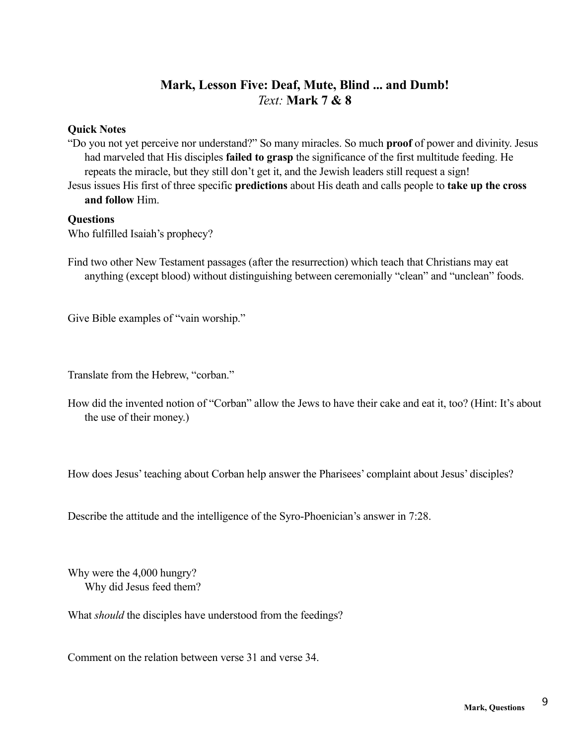# Mark, Lesson Five: Deaf, Mute, Blind ... and Dumb!

*Text:* **Mark 7 & 8**

**Quick Notes**

"Do you not yet perceive nor understand?" So many miracles. So much **proof** of power and divinity. Jesus had marveled that His disciples **failed to grasp** the significance of the first multitude feeding. He repeats the miracle, but they still don't get it, and the Jewish leaders still request a sign!

Jesus issues His first of three specific **predictions** about His death and calls people to **take up the cross and follow** Him.

**Questions**

Who fulfilled Isaiah's prophecy?

Find two other New Testament passages (after the resurrection) which teach that Christians may eat anything (except blood) without distinguishing between ceremonially "clean" and "unclean" foods.

Give Bible examples of "vain worship."

Translate from the Hebrew, "corban."

How did the invented notion of "Corban" allow the Jews to have their cake and eat it, too? (Hint: It's about the use of their money.)

How does Jesus' teaching about Corban help answer the Pharisees' complaint about Jesus' disciples?

Describe the attitude and the intelligence of the Syro-Phoenician's answer in 7:28.

Why were the 4,000 hungry?
 Why did Jesus feed them?

What *should* the disciples have understood from the feedings?

Comment on the relation between verse 31 and verse 34.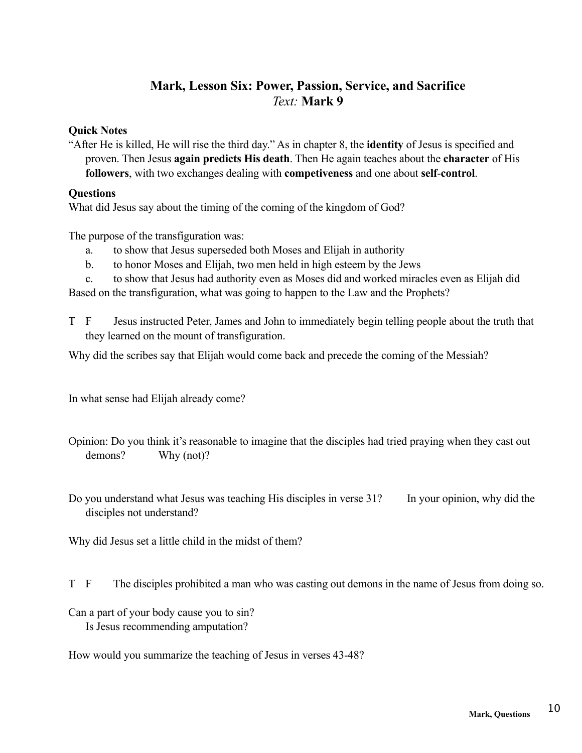## Mark, Lesson Six: Power, Passion, Service, and Sacrifice
*Text:* **Mark 9**

**Quick Notes**

"After He is killed, He will rise the third day." As in chapter 8, the **identity** of Jesus is specified and proven. Then Jesus **again predicts His death**. Then He again teaches about the **character** of His **followers**, with two exchanges dealing with **competiveness** and one about **self-control**.

**Questions**

What did Jesus say about the timing of the coming of the kingdom of God?

The purpose of the transfiguration was:

a. to show that Jesus superseded both Moses and Elijah in authority
b. to honor Moses and Elijah, two men held in high esteem by the Jews
c. to show that Jesus had authority even as Moses did and worked miracles even as Elijah did

Based on the transfiguration, what was going to happen to the Law and the Prophets?

T F Jesus instructed Peter, James and John to immediately begin telling people about the truth that they learned on the mount of transfiguration.

Why did the scribes say that Elijah would come back and precede the coming of the Messiah?

In what sense had Elijah already come?

Opinion: Do you think it's reasonable to imagine that the disciples had tried praying when they cast out demons? Why (not)?

Do you understand what Jesus was teaching His disciples in verse 31? In your opinion, why did the disciples not understand?

Why did Jesus set a little child in the midst of them?

T F The disciples prohibited a man who was casting out demons in the name of Jesus from doing so.

Can a part of your body cause you to sin?
Is Jesus recommending amputation?

How would you summarize the teaching of Jesus in verses 43-48?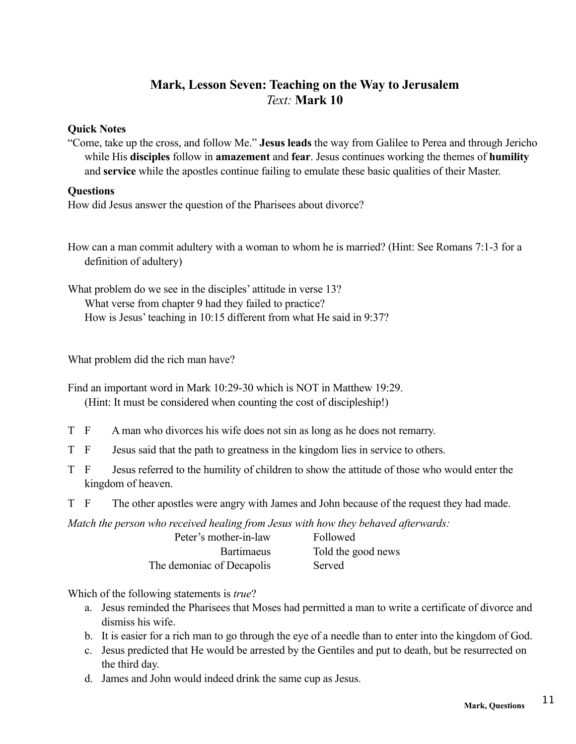# Mark, Lesson Seven: Teaching on the Way to Jerusalem

*Text:* **Mark 10**

**Quick Notes**

"Come, take up the cross, and follow Me." **Jesus leads** the way from Galilee to Perea and through Jericho while His **disciples** follow in **amazement** and **fear**. Jesus continues working the themes of **humility** and **service** while the apostles continue failing to emulate these basic qualities of their Master.

**Questions**

How did Jesus answer the question of the Pharisees about divorce?

How can a man commit adultery with a woman to whom he is married? (Hint: See Romans 7:1-3 for a definition of adultery)

What problem do we see in the disciples' attitude in verse 13?
- What verse from chapter 9 had they failed to practice?
- How is Jesus' teaching in 10:15 different from what He said in 9:37?

What problem did the rich man have?

Find an important word in Mark 10:29-30 which is NOT in Matthew 19:29.
(Hint: It must be considered when counting the cost of discipleship!)

T F A man who divorces his wife does not sin as long as he does not remarry.

T F Jesus said that the path to greatness in the kingdom lies in service to others.

T F Jesus referred to the humility of children to show the attitude of those who would enter the kingdom of heaven.

T F The other apostles were angry with James and John because of the request they had made.

*Match the person who received healing from Jesus with how they behaved afterwards:*

| | |
|---|---|
| Peter's mother-in-law | Followed |
| Bartimaeus | Told the good news |
| The demoniac of Decapolis | Served |

Which of the following statements is *true*?

a. Jesus reminded the Pharisees that Moses had permitted a man to write a certificate of divorce and dismiss his wife.
b. It is easier for a rich man to go through the eye of a needle than to enter into the kingdom of God.
c. Jesus predicted that He would be arrested by the Gentiles and put to death, but be resurrected on the third day.
d. James and John would indeed drink the same cup as Jesus.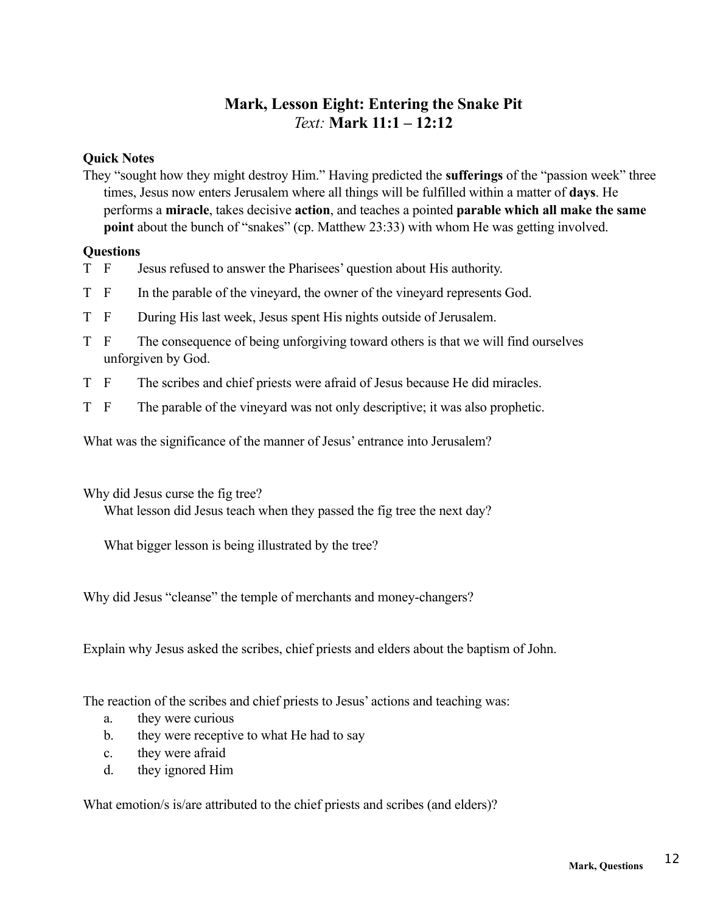# Mark, Lesson Eight: Entering the Snake Pit

*Text:* **Mark 11:1 – 12:12**

**Quick Notes**

They "sought how they might destroy Him." Having predicted the **sufferings** of the "passion week" three times, Jesus now enters Jerusalem where all things will be fulfilled within a matter of **days**. He performs a **miracle**, takes decisive **action**, and teaches a pointed **parable which all make the same point** about the bunch of "snakes" (cp. Matthew 23:33) with whom He was getting involved.

**Questions**

T F Jesus refused to answer the Pharisees' question about His authority.

T F In the parable of the vineyard, the owner of the vineyard represents God.

T F During His last week, Jesus spent His nights outside of Jerusalem.

T F The consequence of being unforgiving toward others is that we will find ourselves unforgiven by God.

T F The scribes and chief priests were afraid of Jesus because He did miracles.

T F The parable of the vineyard was not only descriptive; it was also prophetic.

What was the significance of the manner of Jesus' entrance into Jerusalem?

Why did Jesus curse the fig tree?

What lesson did Jesus teach when they passed the fig tree the next day?

What bigger lesson is being illustrated by the tree?

Why did Jesus "cleanse" the temple of merchants and money-changers?

Explain why Jesus asked the scribes, chief priests and elders about the baptism of John.

The reaction of the scribes and chief priests to Jesus' actions and teaching was:

a. they were curious
b. they were receptive to what He had to say
c. they were afraid
d. they ignored Him

What emotion/s is/are attributed to the chief priests and scribes (and elders)?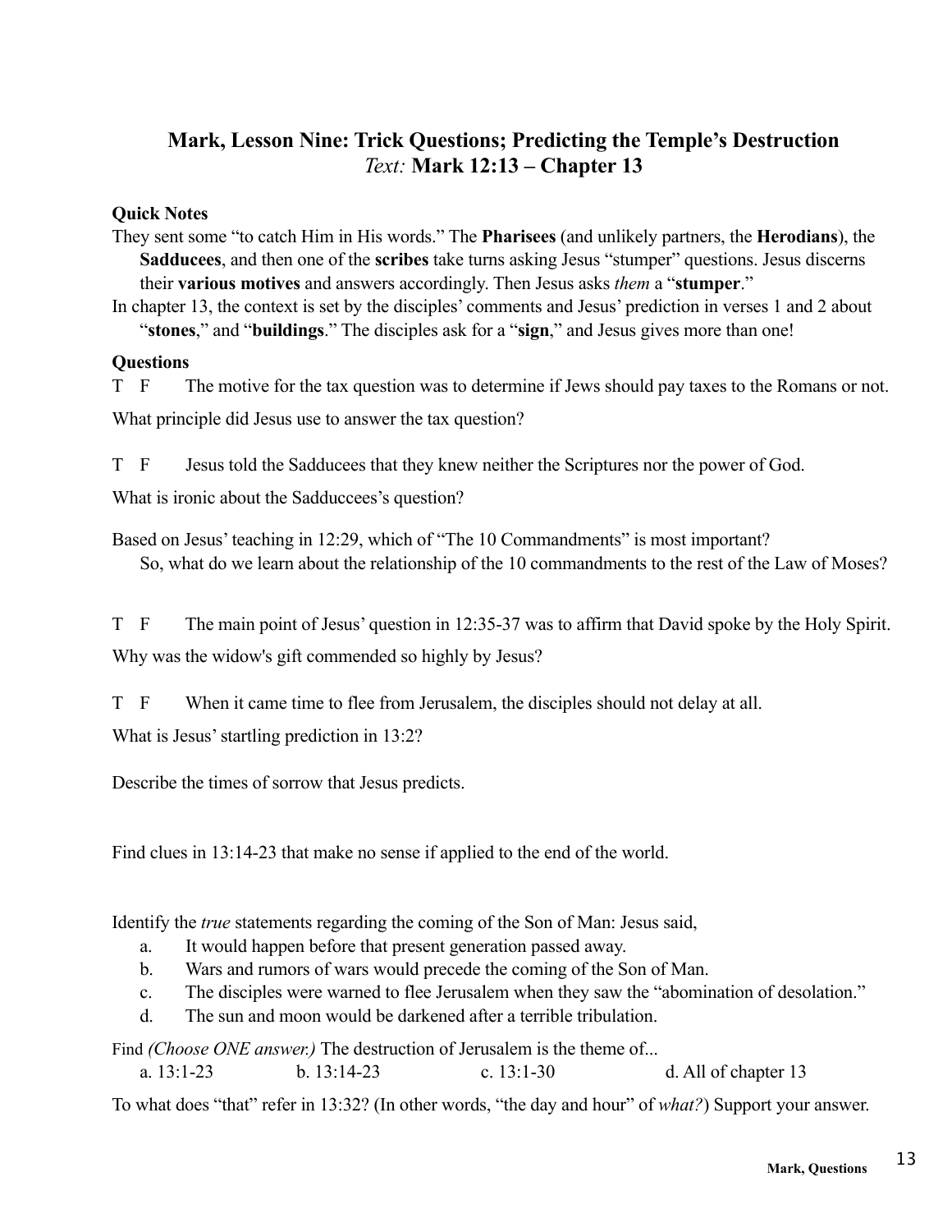## Mark, Lesson Nine: Trick Questions; Predicting the Temple's Destruction
*Text:* **Mark 12:13 – Chapter 13**

**Quick Notes**

They sent some "to catch Him in His words." The **Pharisees** (and unlikely partners, the **Herodians**), the **Sadducees**, and then one of the **scribes** take turns asking Jesus "stumper" questions. Jesus discerns their **various motives** and answers accordingly. Then Jesus asks *them* a "**stumper**."

In chapter 13, the context is set by the disciples' comments and Jesus' prediction in verses 1 and 2 about "**stones**," and "**buildings**." The disciples ask for a "**sign**," and Jesus gives more than one!

**Questions**

T F The motive for the tax question was to determine if Jews should pay taxes to the Romans or not.

What principle did Jesus use to answer the tax question?

T F Jesus told the Sadducees that they knew neither the Scriptures nor the power of God.

What is ironic about the Sadduccees's question?

Based on Jesus' teaching in 12:29, which of "The 10 Commandments" is most important?
So, what do we learn about the relationship of the 10 commandments to the rest of the Law of Moses?

T F The main point of Jesus' question in 12:35-37 was to affirm that David spoke by the Holy Spirit.

Why was the widow's gift commended so highly by Jesus?

T F When it came time to flee from Jerusalem, the disciples should not delay at all.

What is Jesus' startling prediction in 13:2?

Describe the times of sorrow that Jesus predicts.

Find clues in 13:14-23 that make no sense if applied to the end of the world.

Identify the *true* statements regarding the coming of the Son of Man: Jesus said,

a. It would happen before that present generation passed away.
b. Wars and rumors of wars would precede the coming of the Son of Man.
c. The disciples were warned to flee Jerusalem when they saw the "abomination of desolation."
d. The sun and moon would be darkened after a terrible tribulation.

Find *(Choose ONE answer.)* The destruction of Jerusalem is the theme of...

a. 13:1-23 b. 13:14-23 c. 13:1-30 d. All of chapter 13

To what does "that" refer in 13:32? (In other words, "the day and hour" of *what?*) Support your answer.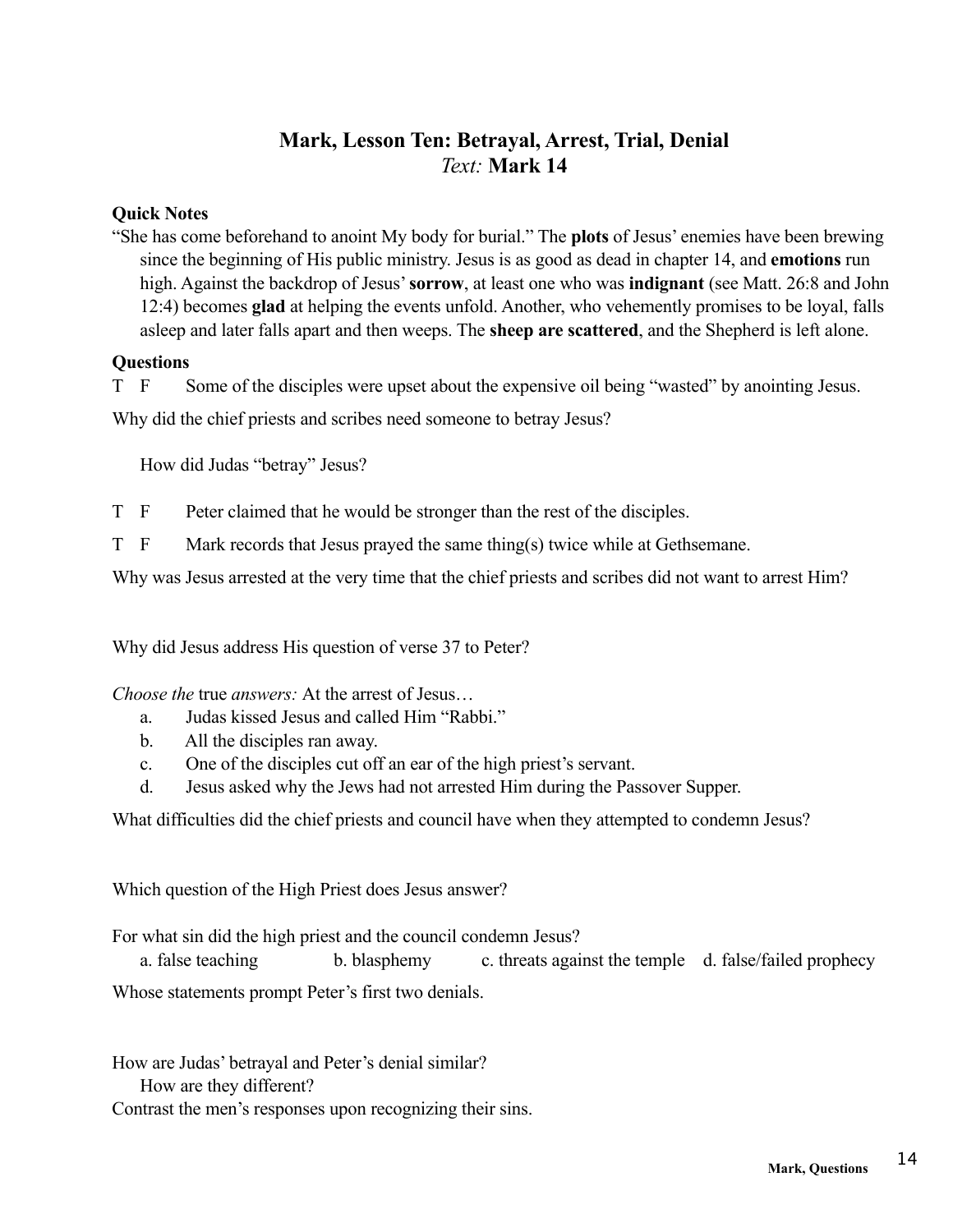# Mark, Lesson Ten: Betrayal, Arrest, Trial, Denial

*Text:* **Mark 14**

**Quick Notes**

"She has come beforehand to anoint My body for burial." The **plots** of Jesus' enemies have been brewing since the beginning of His public ministry. Jesus is as good as dead in chapter 14, and **emotions** run high. Against the backdrop of Jesus' **sorrow**, at least one who was **indignant** (see Matt. 26:8 and John 12:4) becomes **glad** at helping the events unfold. Another, who vehemently promises to be loyal, falls asleep and later falls apart and then weeps. The **sheep are scattered**, and the Shepherd is left alone.

**Questions**

T F Some of the disciples were upset about the expensive oil being "wasted" by anointing Jesus.

Why did the chief priests and scribes need someone to betray Jesus?

How did Judas "betray" Jesus?

T F Peter claimed that he would be stronger than the rest of the disciples.

T F Mark records that Jesus prayed the same thing(s) twice while at Gethsemane.

Why was Jesus arrested at the very time that the chief priests and scribes did not want to arrest Him?

Why did Jesus address His question of verse 37 to Peter?

*Choose the* true *answers:* At the arrest of Jesus…

a. Judas kissed Jesus and called Him "Rabbi."
b. All the disciples ran away.
c. One of the disciples cut off an ear of the high priest's servant.
d. Jesus asked why the Jews had not arrested Him during the Passover Supper.

What difficulties did the chief priests and council have when they attempted to condemn Jesus?

Which question of the High Priest does Jesus answer?

For what sin did the high priest and the council condemn Jesus?

a. false teaching b. blasphemy c. threats against the temple d. false/failed prophecy

Whose statements prompt Peter's first two denials.

How are Judas' betrayal and Peter's denial similar?

How are they different?

Contrast the men's responses upon recognizing their sins.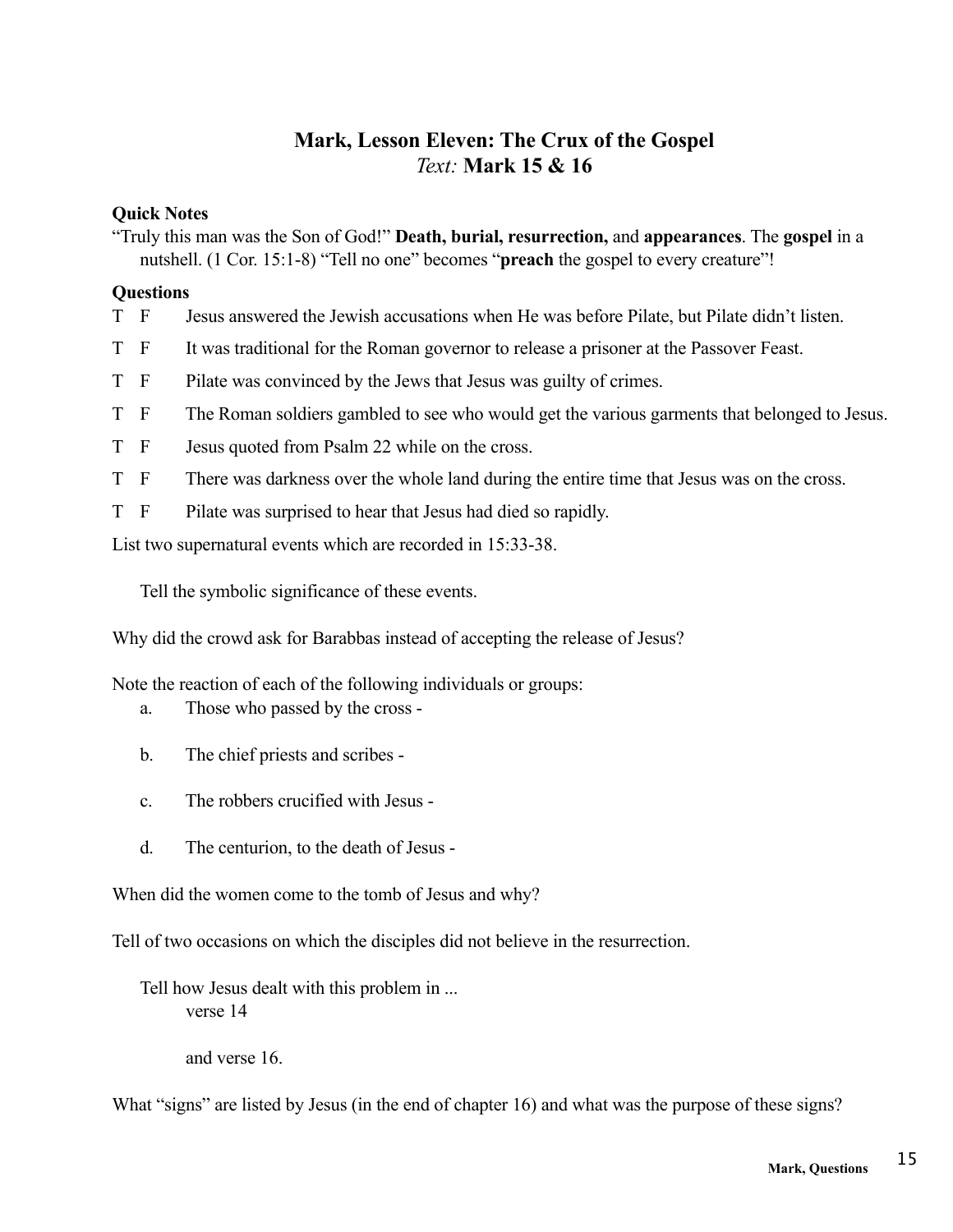# Mark, Lesson Eleven: The Crux of the Gospel

*Text:* **Mark 15 & 16**

### Quick Notes

"Truly this man was the Son of God!" **Death, burial, resurrection,** and **appearances**. The **gospel** in a nutshell. (1 Cor. 15:1-8) "Tell no one" becomes "**preach** the gospel to every creature"!

### Questions

T F Jesus answered the Jewish accusations when He was before Pilate, but Pilate didn't listen.

T F It was traditional for the Roman governor to release a prisoner at the Passover Feast.

T F Pilate was convinced by the Jews that Jesus was guilty of crimes.

T F The Roman soldiers gambled to see who would get the various garments that belonged to Jesus.

T F Jesus quoted from Psalm 22 while on the cross.

T F There was darkness over the whole land during the entire time that Jesus was on the cross.

T F Pilate was surprised to hear that Jesus had died so rapidly.

List two supernatural events which are recorded in 15:33-38.

Tell the symbolic significance of these events.

Why did the crowd ask for Barabbas instead of accepting the release of Jesus?

Note the reaction of each of the following individuals or groups:

a. Those who passed by the cross -

b. The chief priests and scribes -

c. The robbers crucified with Jesus -

d. The centurion, to the death of Jesus -

When did the women come to the tomb of Jesus and why?

Tell of two occasions on which the disciples did not believe in the resurrection.

Tell how Jesus dealt with this problem in ...
verse 14

and verse 16.

What "signs" are listed by Jesus (in the end of chapter 16) and what was the purpose of these signs?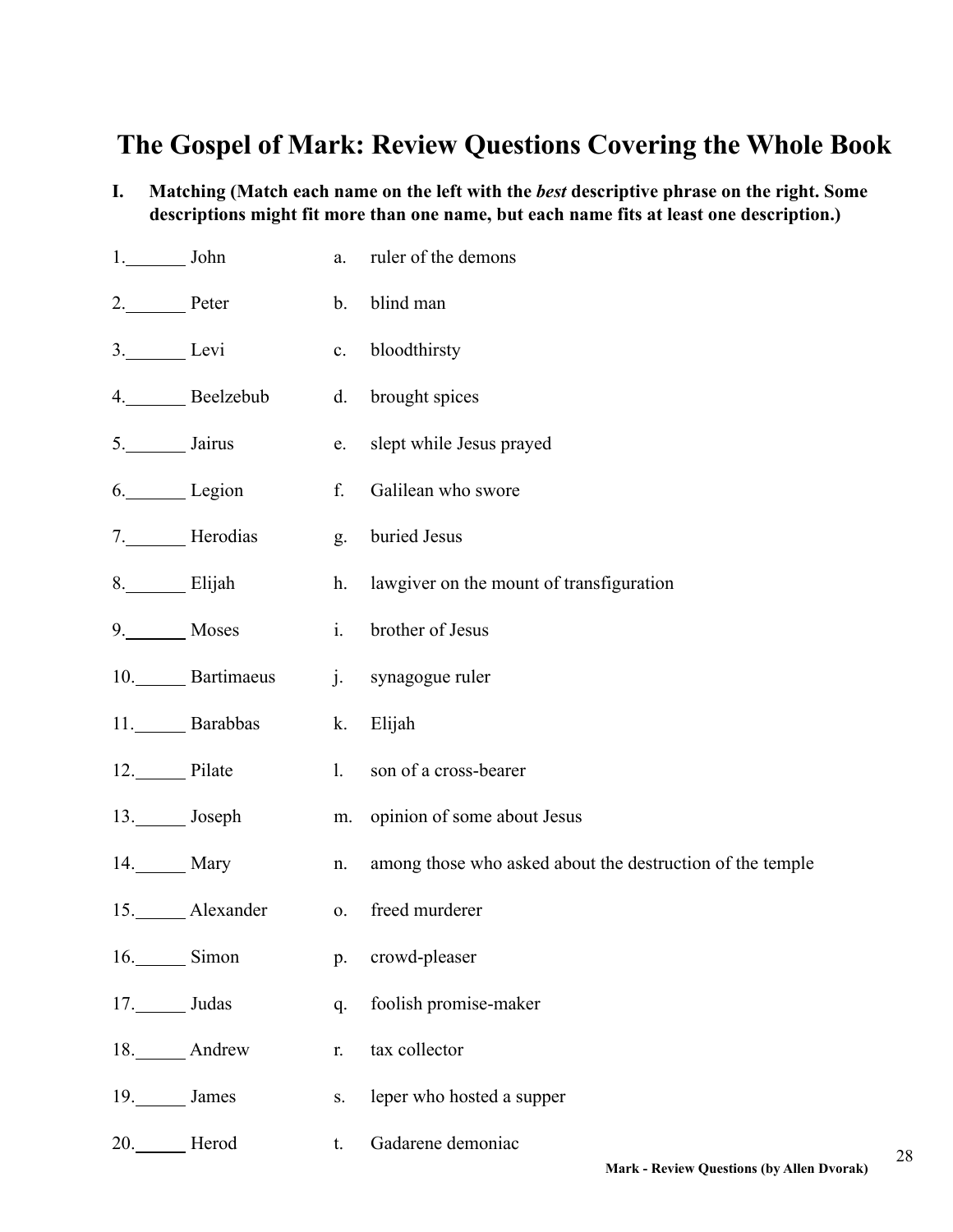# The Gospel of Mark: Review Questions Covering the Whole Book

**I. Matching (Match each name on the left with the *best* descriptive phrase on the right. Some descriptions might fit more than one name, but each name fits at least one description.)**

| | |
|---|---|
| 1.______ John | a. ruler of the demons |
| 2.______ Peter | b. blind man |
| 3.______ Levi | c. bloodthirsty |
| 4.______ Beelzebub | d. brought spices |
| 5.______ Jairus | e. slept while Jesus prayed |
| 6.______ Legion | f. Galilean who swore |
| 7.______ Herodias | g. buried Jesus |
| 8.______ Elijah | h. lawgiver on the mount of transfiguration |
| 9.______ Moses | i. brother of Jesus |
| 10.______ Bartimaeus | j. synagogue ruler |
| 11.______ Barabbas | k. Elijah |
| 12.______ Pilate | l. son of a cross-bearer |
| 13.______ Joseph | m. opinion of some about Jesus |
| 14.______ Mary | n. among those who asked about the destruction of the temple |
| 15.______ Alexander | o. freed murderer |
| 16.______ Simon | p. crowd-pleaser |
| 17.______ Judas | q. foolish promise-maker |
| 18.______ Andrew | r. tax collector |
| 19.______ James | s. leper who hosted a supper |
| 20.______ Herod | t. Gadarene demoniac |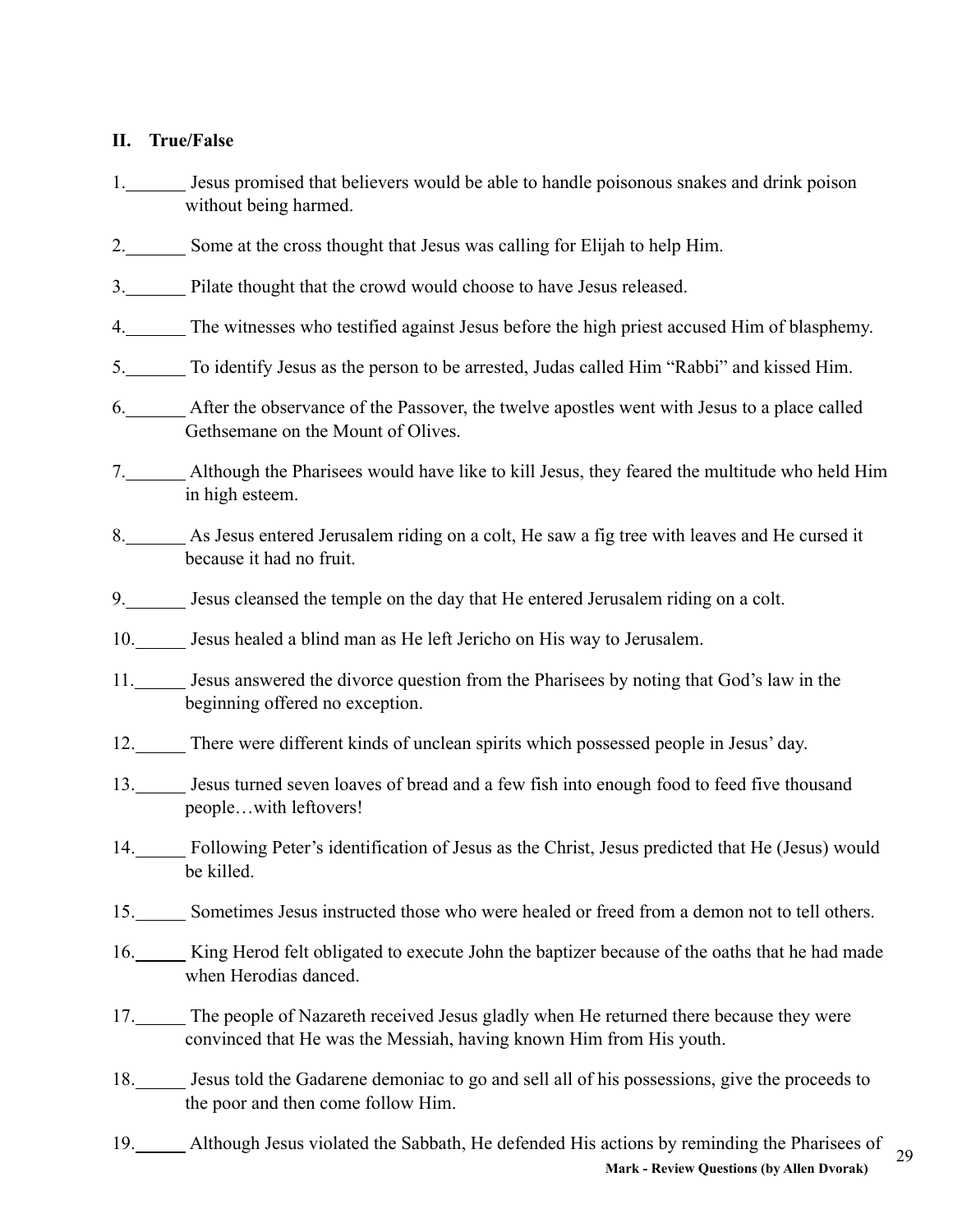## II. True/False

1.\_\_\_\_\_\_\_ Jesus promised that believers would be able to handle poisonous snakes and drink poison without being harmed.

2.\_\_\_\_\_\_\_ Some at the cross thought that Jesus was calling for Elijah to help Him.

3.\_\_\_\_\_\_\_ Pilate thought that the crowd would choose to have Jesus released.

4.\_\_\_\_\_\_\_ The witnesses who testified against Jesus before the high priest accused Him of blasphemy.

5.\_\_\_\_\_\_\_ To identify Jesus as the person to be arrested, Judas called Him "Rabbi" and kissed Him.

6.\_\_\_\_\_\_\_ After the observance of the Passover, the twelve apostles went with Jesus to a place called Gethsemane on the Mount of Olives.

7.\_\_\_\_\_\_\_ Although the Pharisees would have like to kill Jesus, they feared the multitude who held Him in high esteem.

8.\_\_\_\_\_\_\_ As Jesus entered Jerusalem riding on a colt, He saw a fig tree with leaves and He cursed it because it had no fruit.

9.\_\_\_\_\_\_\_ Jesus cleansed the temple on the day that He entered Jerusalem riding on a colt.

10.\_\_\_\_\_\_ Jesus healed a blind man as He left Jericho on His way to Jerusalem.

11.\_\_\_\_\_\_ Jesus answered the divorce question from the Pharisees by noting that God's law in the beginning offered no exception.

12.\_\_\_\_\_\_ There were different kinds of unclean spirits which possessed people in Jesus' day.

13.\_\_\_\_\_\_ Jesus turned seven loaves of bread and a few fish into enough food to feed five thousand people…with leftovers!

14.\_\_\_\_\_\_ Following Peter's identification of Jesus as the Christ, Jesus predicted that He (Jesus) would be killed.

15.\_\_\_\_\_\_ Sometimes Jesus instructed those who were healed or freed from a demon not to tell others.

16.\_\_\_\_\_\_ King Herod felt obligated to execute John the baptizer because of the oaths that he had made when Herodias danced.

17.\_\_\_\_\_\_ The people of Nazareth received Jesus gladly when He returned there because they were convinced that He was the Messiah, having known Him from His youth.

18.\_\_\_\_\_\_ Jesus told the Gadarene demoniac to go and sell all of his possessions, give the proceeds to the poor and then come follow Him.

19.\_\_\_\_\_\_ Although Jesus violated the Sabbath, He defended His actions by reminding the Pharisees of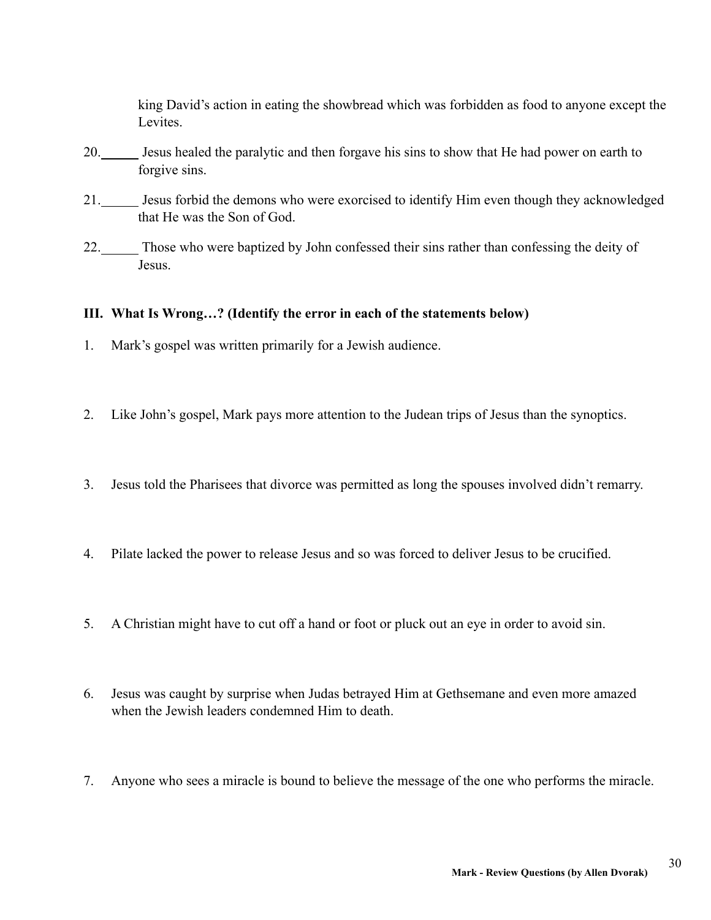king David's action in eating the showbread which was forbidden as food to anyone except the Levites.

20.______ Jesus healed the paralytic and then forgave his sins to show that He had power on earth to forgive sins.

21.______ Jesus forbid the demons who were exorcised to identify Him even though they acknowledged that He was the Son of God.

22.______ Those who were baptized by John confessed their sins rather than confessing the deity of Jesus.

### III. What Is Wrong…? (Identify the error in each of the statements below)

1. Mark's gospel was written primarily for a Jewish audience.

2. Like John's gospel, Mark pays more attention to the Judean trips of Jesus than the synoptics.

3. Jesus told the Pharisees that divorce was permitted as long the spouses involved didn't remarry.

4. Pilate lacked the power to release Jesus and so was forced to deliver Jesus to be crucified.

5. A Christian might have to cut off a hand or foot or pluck out an eye in order to avoid sin.

6. Jesus was caught by surprise when Judas betrayed Him at Gethsemane and even more amazed when the Jewish leaders condemned Him to death.

7. Anyone who sees a miracle is bound to believe the message of the one who performs the miracle.